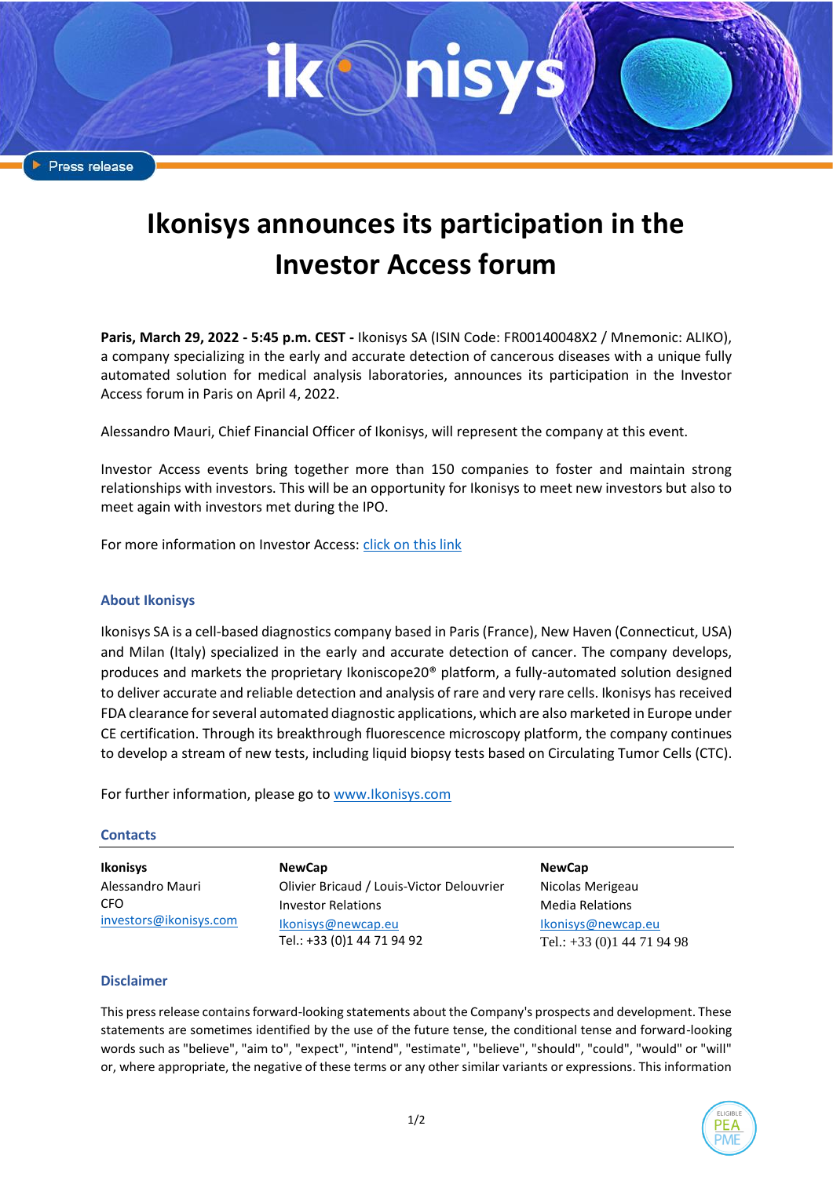Press release

# Ikonisys announces its participation in the Investor Access forum

**Paris, March 29, 2022 - 5:45 p.m. CEST -** Ikonisys SA (ISIN Code: FR00140048X2 / Mnemonic: ALIKO), a company specializing in the early and accurate detection of cancerous diseases with a unique fully automated solution for medical analysis laboratories, announces its participation in the Investor Access forum in Paris on April 4, 2022.

Alessandro Mauri, Chief Financial Officer of Ikonisys, will represent the company at this event.

Investor Access events bring together more than 150 companies to foster and maintain strong relationships with investors. This will be an opportunity for Ikonisys to meet new investors but also to meet again with investors met during the IPO.

For more information on Investor Access: [click on this link]

### About Ikonisys

Ikonisys SA is a cell-based diagnostics company based in Paris (France), New Haven (Connecticut, USA) and Milan (Italy) specialized in the early and accurate detection of cancer. The company develops, produces and markets the proprietary Ikoniscope20® platform, a fully-automated solution designed to deliver accurate and reliable detection and analysis of rare and very rare cells. Ikonisys has received FDA clearance for several automated diagnostic applications, which are also marketed in Europe under CE certification. Through its breakthrough fluorescence microscopy platform, the company continues to develop a stream of new tests, including liquid biopsy tests based on Circulating Tumor Cells (CTC).

For further information, please go to www.Ikonisys.com

### Contacts

**Ikonisys**
Alessandro Mauri
CFO
investors@ikonisys.com

**NewCap**
Olivier Bricaud / Louis-Victor Delouvrier
Investor Relations
Ikonisys@newcap.eu
Tel.: +33 (0)1 44 71 94 92

**NewCap**
Nicolas Merigeau
Media Relations
Ikonisys@newcap.eu
Tel.: +33 (0)1 44 71 94 98

### Disclaimer

This press release contains forward-looking statements about the Company's prospects and development. These statements are sometimes identified by the use of the future tense, the conditional tense and forward-looking words such as "believe", "aim to", "expect", "intend", "estimate", "believe", "should", "could", "would" or "will" or, where appropriate, the negative of these terms or any other similar variants or expressions. This information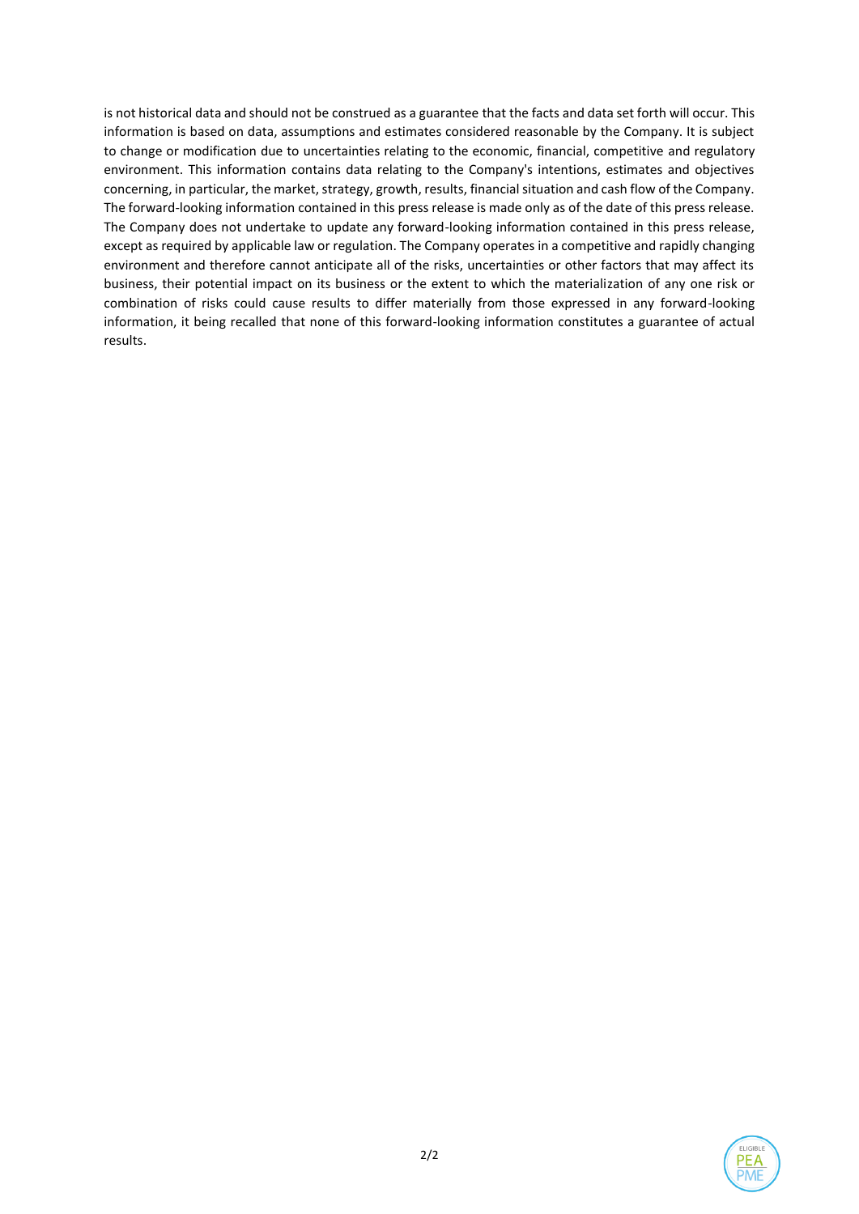is not historical data and should not be construed as a guarantee that the facts and data set forth will occur. This information is based on data, assumptions and estimates considered reasonable by the Company. It is subject to change or modification due to uncertainties relating to the economic, financial, competitive and regulatory environment. This information contains data relating to the Company's intentions, estimates and objectives concerning, in particular, the market, strategy, growth, results, financial situation and cash flow of the Company. The forward-looking information contained in this press release is made only as of the date of this press release. The Company does not undertake to update any forward-looking information contained in this press release, except as required by applicable law or regulation. The Company operates in a competitive and rapidly changing environment and therefore cannot anticipate all of the risks, uncertainties or other factors that may affect its business, their potential impact on its business or the extent to which the materialization of any one risk or combination of risks could cause results to differ materially from those expressed in any forward-looking information, it being recalled that none of this forward-looking information constitutes a guarantee of actual results.